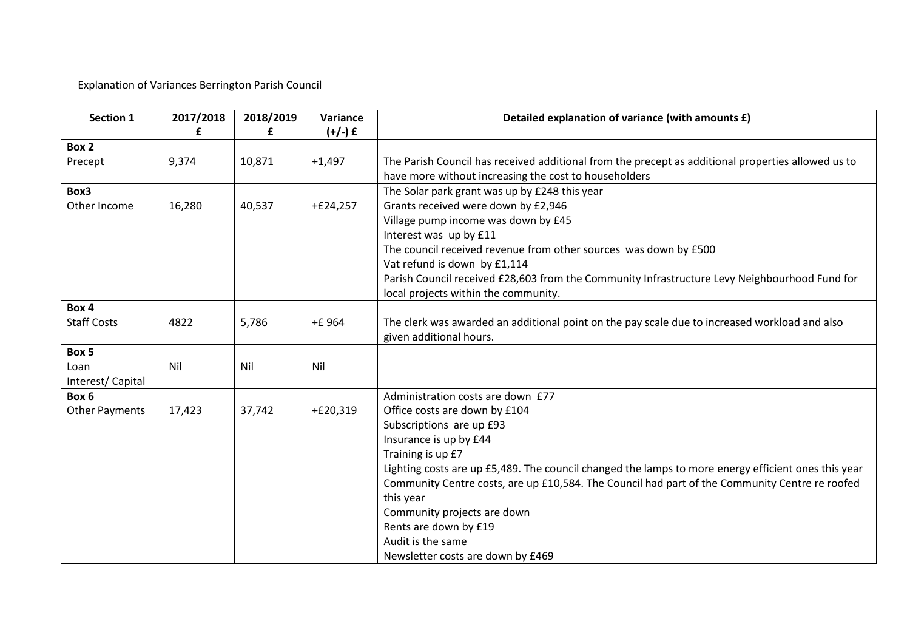Explanation of Variances Berrington Parish Council

| Section 1 | 2017/2018 £ | 2018/2019 £ | Variance (+/-) £ | Detailed explanation of variance (with amounts £) |
|---|---|---|---|---|
| **Box 2**<br>Precept | 9,374 | 10,871 | +1,497 | The Parish Council has received additional from the precept as additional properties allowed us to have more without increasing the cost to householders |
| **Box3**<br>Other Income | 16,280 | 40,537 | +£24,257 | The Solar park grant was up by £248 this year<br>Grants received were down by £2,946<br>Village pump income was down by £45<br>Interest was up by £11<br>The council received revenue from other sources was down by £500<br>Vat refund is down by £1,114<br>Parish Council received £28,603 from the Community Infrastructure Levy Neighbourhood Fund for local projects within the community. |
| **Box 4**<br>Staff Costs | 4822 | 5,786 | +£ 964 | The clerk was awarded an additional point on the pay scale due to increased workload and also given additional hours. |
| **Box 5**<br>Loan Interest/ Capital | Nil | Nil | Nil | |
| **Box 6**<br>Other Payments | 17,423 | 37,742 | +£20,319 | Administration costs are down £77<br>Office costs are down by £104<br>Subscriptions are up £93<br>Insurance is up by £44<br>Training is up £7<br>Lighting costs are up £5,489. The council changed the lamps to more energy efficient ones this year<br>Community Centre costs, are up £10,584. The Council had part of the Community Centre re roofed this year<br>Community projects are down<br>Rents are down by £19<br>Audit is the same<br>Newsletter costs are down by £469 |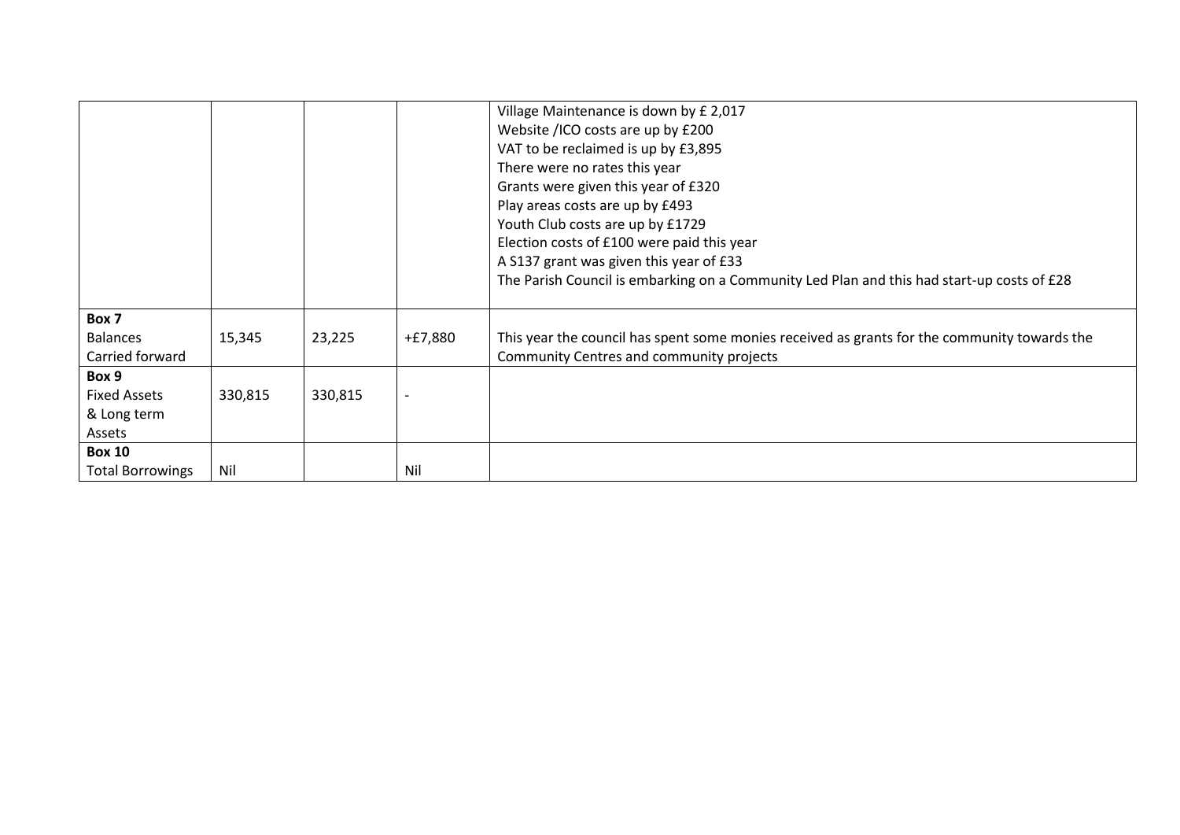| | | | | |
|---|---|---|---|---|
| | | | | Village Maintenance is down by £ 2,017<br>Website /ICO costs are up by £200<br>VAT to be reclaimed is up by £3,895<br>There were no rates this year<br>Grants were given this year of £320<br>Play areas costs are up by £493<br>Youth Club costs are up by £1729<br>Election costs of £100 were paid this year<br>A S137 grant was given this year of £33<br>The Parish Council is embarking on a Community Led Plan and this had start-up costs of £28 |
| **Box 7**<br>Balances Carried forward | 15,345 | 23,225 | +£7,880 | This year the council has spent some monies received as grants for the community towards the Community Centres and community projects |
| **Box 9**<br>Fixed Assets & Long term Assets | 330,815 | 330,815 | - | |
| **Box 10**<br>Total Borrowings | Nil | | Nil | |